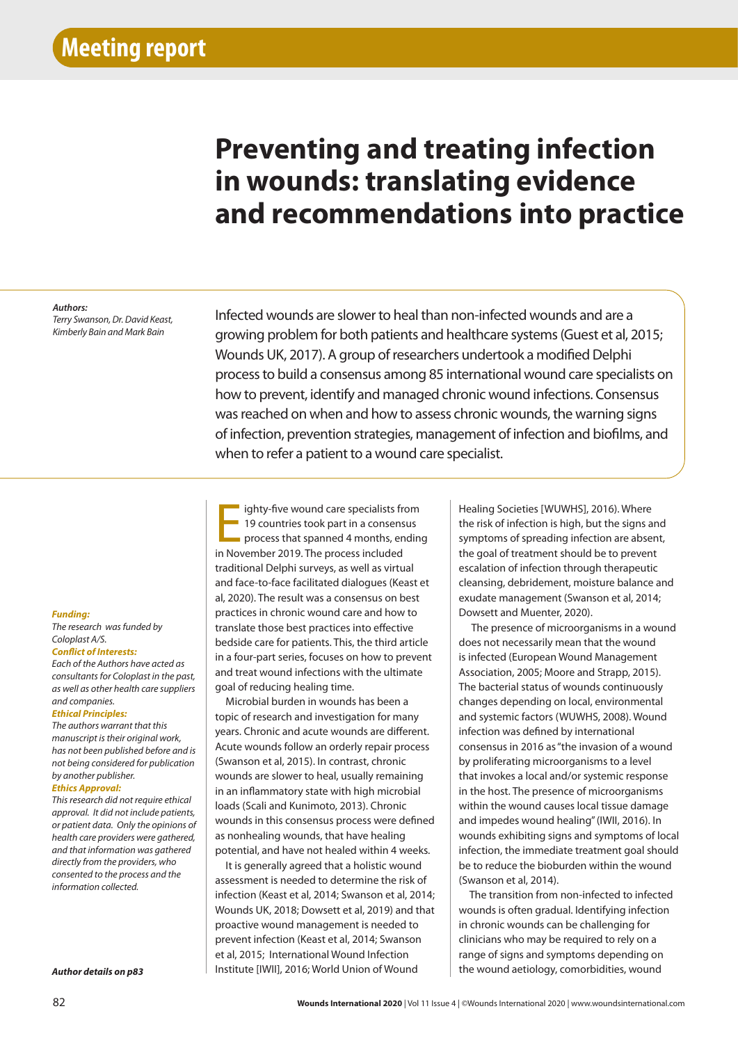Meeting report

# Preventing and treating infection in wounds: translating evidence and recommendations into practice

***Authors:***
*Terry Swanson, Dr. David Keast, Kimberly Bain and Mark Bain*

Infected wounds are slower to heal than non-infected wounds and are a growing problem for both patients and healthcare systems (Guest et al, 2015; Wounds UK, 2017). A group of researchers undertook a modified Delphi process to build a consensus among 85 international wound care specialists on how to prevent, identify and managed chronic wound infections. Consensus was reached on when and how to assess chronic wounds, the warning signs of infection, prevention strategies, management of infection and biofilms, and when to refer a patient to a wound care specialist.

***Funding:***
*The research was funded by Coloplast A/S.*

***Conflict of Interests:***
*Each of the Authors have acted as consultants for Coloplast in the past, as well as other health care suppliers and companies.*

***Ethical Principles:***
*The authors warrant that this manuscript is their original work, has not been published before and is not being considered for publication by another publisher.*

***Ethics Approval:***
*This research did not require ethical approval. It did not include patients, or patient data. Only the opinions of health care providers were gathered, and that information was gathered directly from the providers, who consented to the process and the information collected.*

***Author details on p83***

Eighty-five wound care specialists from 19 countries took part in a consensus process that spanned 4 months, ending in November 2019. The process included traditional Delphi surveys, as well as virtual and face-to-face facilitated dialogues (Keast et al, 2020). The result was a consensus on best practices in chronic wound care and how to translate those best practices into effective bedside care for patients. This, the third article in a four-part series, focuses on how to prevent and treat wound infections with the ultimate goal of reducing healing time.

Microbial burden in wounds has been a topic of research and investigation for many years. Chronic and acute wounds are different. Acute wounds follow an orderly repair process (Swanson et al, 2015). In contrast, chronic wounds are slower to heal, usually remaining in an inflammatory state with high microbial loads (Scali and Kunimoto, 2013). Chronic wounds in this consensus process were defined as nonhealing wounds, that have healing potential, and have not healed within 4 weeks.

It is generally agreed that a holistic wound assessment is needed to determine the risk of infection (Keast et al, 2014; Swanson et al, 2014; Wounds UK, 2018; Dowsett et al, 2019) and that proactive wound management is needed to prevent infection (Keast et al, 2014; Swanson et al, 2015; International Wound Infection Institute [IWII], 2016; World Union of Wound Healing Societies [WUWHS], 2016). Where the risk of infection is high, but the signs and symptoms of spreading infection are absent, the goal of treatment should be to prevent escalation of infection through therapeutic cleansing, debridement, moisture balance and exudate management (Swanson et al, 2014; Dowsett and Muenter, 2020).

The presence of microorganisms in a wound does not necessarily mean that the wound is infected (European Wound Management Association, 2005; Moore and Strapp, 2015). The bacterial status of wounds continuously changes depending on local, environmental and systemic factors (WUWHS, 2008). Wound infection was defined by international consensus in 2016 as "the invasion of a wound by proliferating microorganisms to a level that invokes a local and/or systemic response in the host. The presence of microorganisms within the wound causes local tissue damage and impedes wound healing" (IWII, 2016). In wounds exhibiting signs and symptoms of local infection, the immediate treatment goal should be to reduce the bioburden within the wound (Swanson et al, 2014).

The transition from non-infected to infected wounds is often gradual. Identifying infection in chronic wounds can be challenging for clinicians who may be required to rely on a range of signs and symptoms depending on the wound aetiology, comorbidities, wound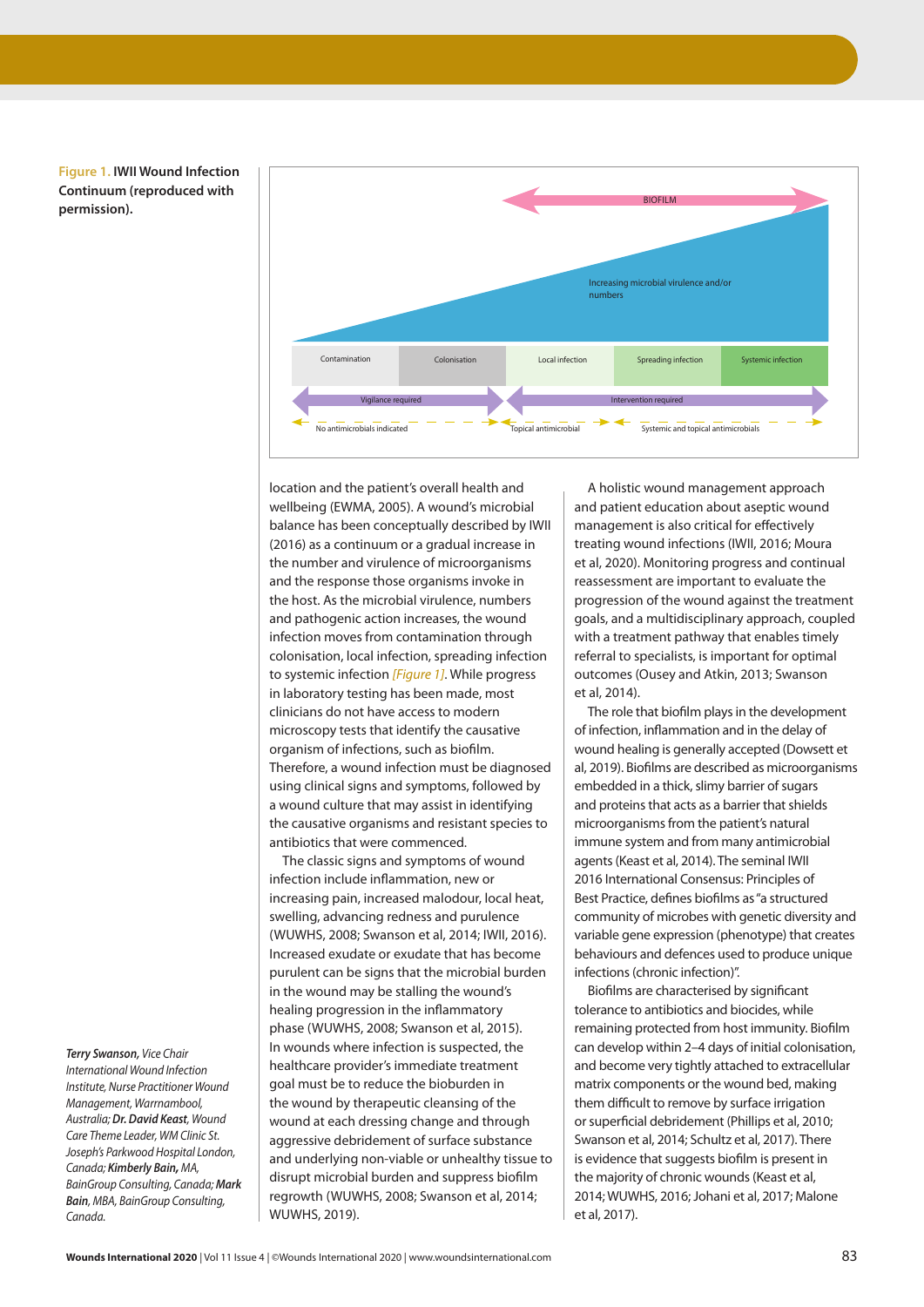**Figure 1. IWII Wound Infection Continuum (reproduced with permission).**

location and the patient's overall health and wellbeing (EWMA, 2005). A wound's microbial balance has been conceptually described by IWII (2016) as a continuum or a gradual increase in the number and virulence of microorganisms and the response those organisms invoke in the host. As the microbial virulence, numbers and pathogenic action increases, the wound infection moves from contamination through colonisation, local infection, spreading infection to systemic infection *[Figure 1]*. While progress in laboratory testing has been made, most clinicians do not have access to modern microscopy tests that identify the causative organism of infections, such as biofilm. Therefore, a wound infection must be diagnosed using clinical signs and symptoms, followed by a wound culture that may assist in identifying the causative organisms and resistant species to antibiotics that were commenced.

The classic signs and symptoms of wound infection include inflammation, new or increasing pain, increased malodour, local heat, swelling, advancing redness and purulence (WUWHS, 2008; Swanson et al, 2014; IWII, 2016). Increased exudate or exudate that has become purulent can be signs that the microbial burden in the wound may be stalling the wound's healing progression in the inflammatory phase (WUWHS, 2008; Swanson et al, 2015). In wounds where infection is suspected, the healthcare provider's immediate treatment goal must be to reduce the bioburden in the wound by therapeutic cleansing of the wound at each dressing change and through aggressive debridement of surface substance and underlying non-viable or unhealthy tissue to disrupt microbial burden and suppress biofilm regrowth (WUWHS, 2008; Swanson et al, 2014; WUWHS, 2019).

A holistic wound management approach and patient education about aseptic wound management is also critical for effectively treating wound infections (IWII, 2016; Moura et al, 2020). Monitoring progress and continual reassessment are important to evaluate the progression of the wound against the treatment goals, and a multidisciplinary approach, coupled with a treatment pathway that enables timely referral to specialists, is important for optimal outcomes (Ousey and Atkin, 2013; Swanson et al, 2014).

The role that biofilm plays in the development of infection, inflammation and in the delay of wound healing is generally accepted (Dowsett et al, 2019). Biofilms are described as microorganisms embedded in a thick, slimy barrier of sugars and proteins that acts as a barrier that shields microorganisms from the patient's natural immune system and from many antimicrobial agents (Keast et al, 2014). The seminal IWII 2016 International Consensus: Principles of Best Practice, defines biofilms as "a structured community of microbes with genetic diversity and variable gene expression (phenotype) that creates behaviours and defences used to produce unique infections (chronic infection)".

Biofilms are characterised by significant tolerance to antibiotics and biocides, while remaining protected from host immunity. Biofilm can develop within 2–4 days of initial colonisation, and become very tightly attached to extracellular matrix components or the wound bed, making them difficult to remove by surface irrigation or superficial debridement (Phillips et al, 2010; Swanson et al, 2014; Schultz et al, 2017). There is evidence that suggests biofilm is present in the majority of chronic wounds (Keast et al, 2014; WUWHS, 2016; Johani et al, 2017; Malone et al, 2017).

*__Terry Swanson__, Vice Chair International Wound Infection Institute, Nurse Practitioner Wound Management, Warrnambool, Australia; __Dr. David Keast__, Wound Care Theme Leader, WM Clinic St. Joseph's Parkwood Hospital London, Canada; __Kimberly Bain__, MA, BainGroup Consulting, Canada; __Mark Bain__, MBA, BainGroup Consulting, Canada.*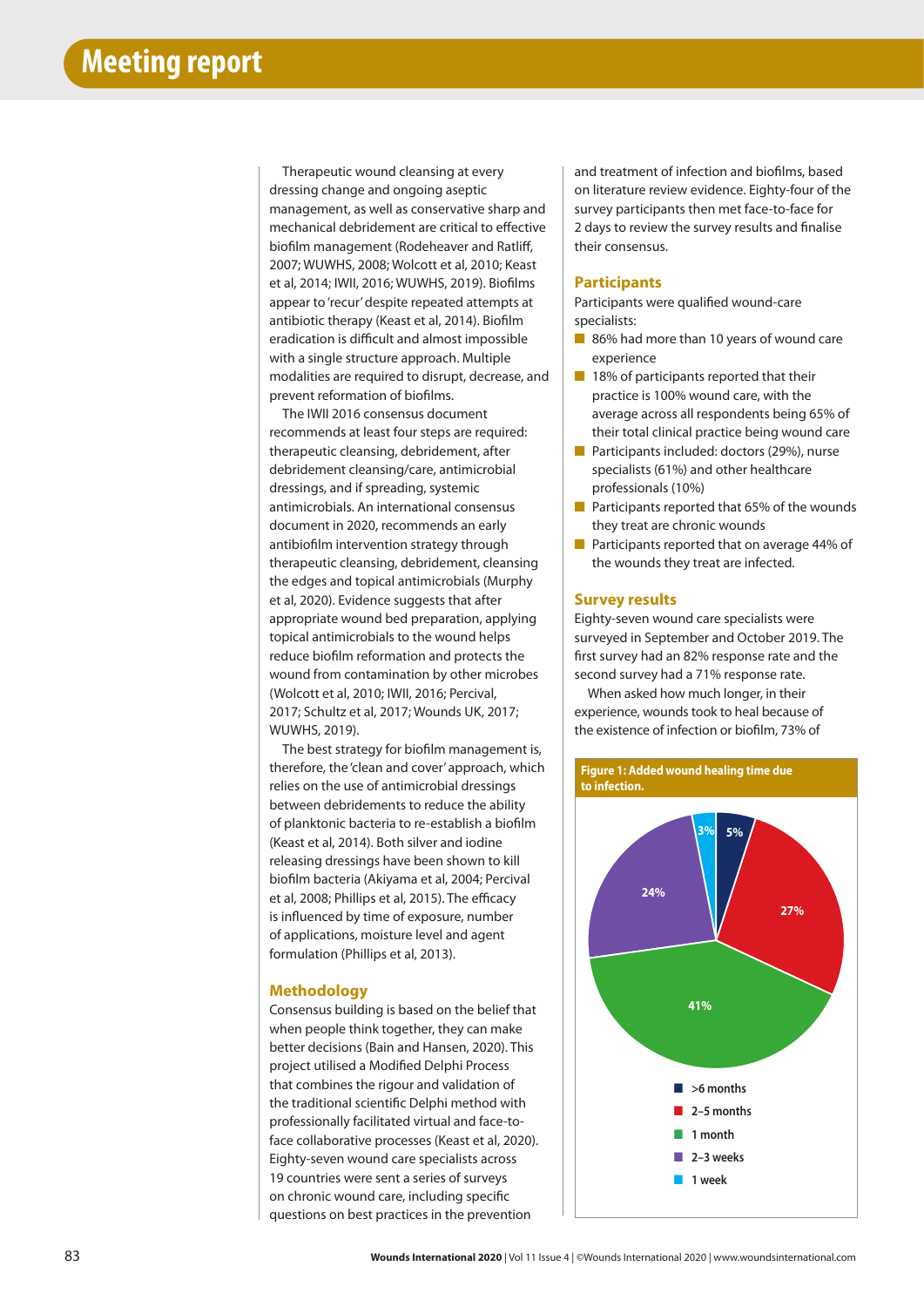Therapeutic wound cleansing at every dressing change and ongoing aseptic management, as well as conservative sharp and mechanical debridement are critical to effective biofilm management (Rodeheaver and Ratliff, 2007; WUWHS, 2008; Wolcott et al, 2010; Keast et al, 2014; IWII, 2016; WUWHS, 2019). Biofilms appear to 'recur' despite repeated attempts at antibiotic therapy (Keast et al, 2014). Biofilm eradication is difficult and almost impossible with a single structure approach. Multiple modalities are required to disrupt, decrease, and prevent reformation of biofilms.

The IWII 2016 consensus document recommends at least four steps are required: therapeutic cleansing, debridement, after debridement cleansing/care, antimicrobial dressings, and if spreading, systemic antimicrobials. An international consensus document in 2020, recommends an early antibiofilm intervention strategy through therapeutic cleansing, debridement, cleansing the edges and topical antimicrobials (Murphy et al, 2020). Evidence suggests that after appropriate wound bed preparation, applying topical antimicrobials to the wound helps reduce biofilm reformation and protects the wound from contamination by other microbes (Wolcott et al, 2010; IWII, 2016; Percival, 2017; Schultz et al, 2017; Wounds UK, 2017; WUWHS, 2019).

The best strategy for biofilm management is, therefore, the 'clean and cover' approach, which relies on the use of antimicrobial dressings between debridements to reduce the ability of planktonic bacteria to re-establish a biofilm (Keast et al, 2014). Both silver and iodine releasing dressings have been shown to kill biofilm bacteria (Akiyama et al, 2004; Percival et al, 2008; Phillips et al, 2015). The efficacy is influenced by time of exposure, number of applications, moisture level and agent formulation (Phillips et al, 2013).

## Methodology

Consensus building is based on the belief that when people think together, they can make better decisions (Bain and Hansen, 2020). This project utilised a Modified Delphi Process that combines the rigour and validation of the traditional scientific Delphi method with professionally facilitated virtual and face-to-face collaborative processes (Keast et al, 2020). Eighty-seven wound care specialists across 19 countries were sent a series of surveys on chronic wound care, including specific questions on best practices in the prevention and treatment of infection and biofilms, based on literature review evidence. Eighty-four of the survey participants then met face-to-face for 2 days to review the survey results and finalise their consensus.

## Participants

Participants were qualified wound-care specialists:

- 86% had more than 10 years of wound care experience
- 18% of participants reported that their practice is 100% wound care, with the average across all respondents being 65% of their total clinical practice being wound care
- Participants included: doctors (29%), nurse specialists (61%) and other healthcare professionals (10%)
- Participants reported that 65% of the wounds they treat are chronic wounds
- Participants reported that on average 44% of the wounds they treat are infected.

## Survey results

Eighty-seven wound care specialists were surveyed in September and October 2019. The first survey had an 82% response rate and the second survey had a 71% response rate.

When asked how much longer, in their experience, wounds took to heal because of the existence of infection or biofilm, 73% of

**Figure 1: Added wound healing time due to infection.**

| Added healing time | Percentage |
|---|---|
| >6 months | 5% |
| 2–5 months | 27% |
| 1 month | 41% |
| 2–3 weeks | 24% |
| 1 week | 3% |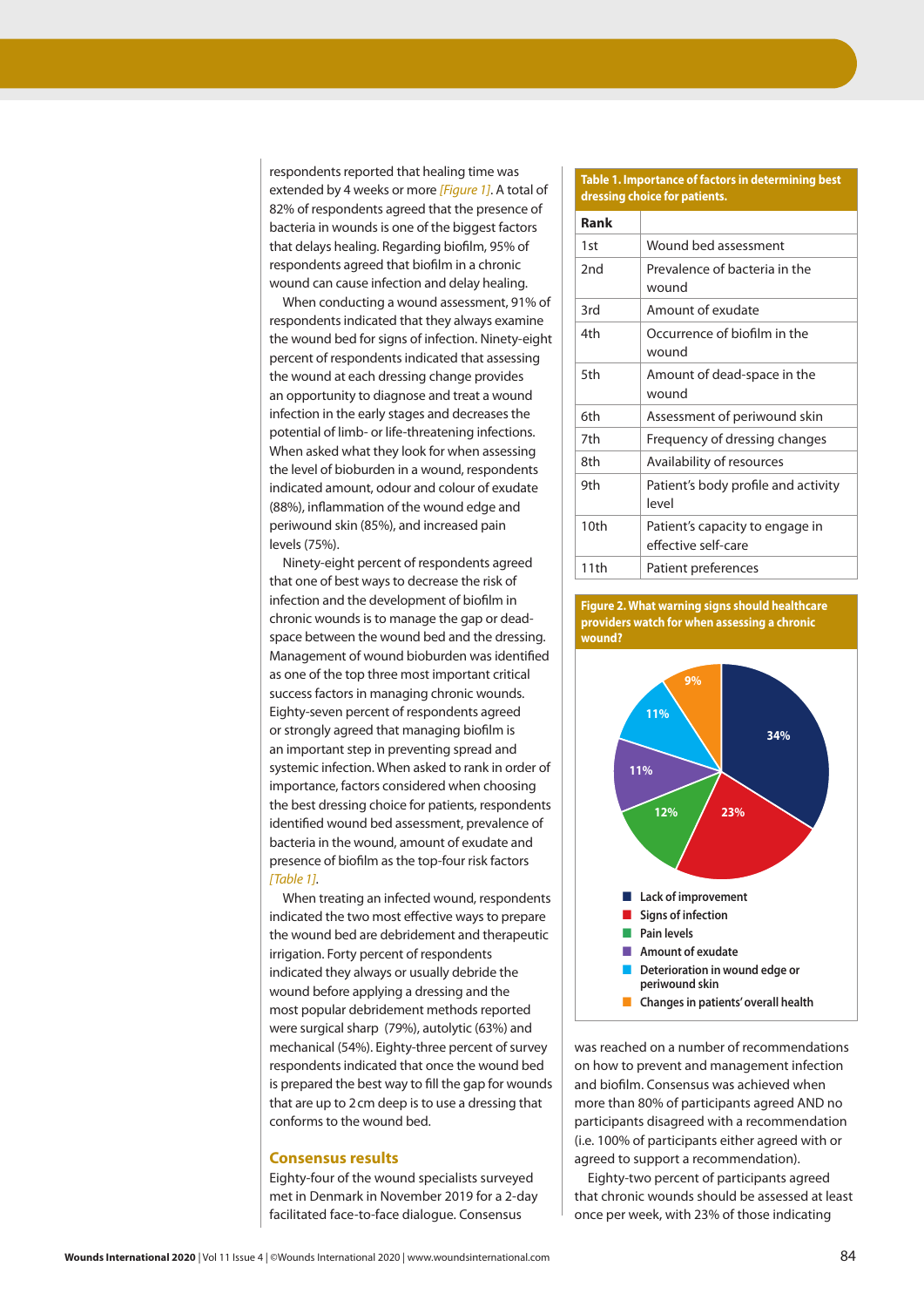respondents reported that healing time was extended by 4 weeks or more *[Figure 1]*. A total of 82% of respondents agreed that the presence of bacteria in wounds is one of the biggest factors that delays healing. Regarding biofilm, 95% of respondents agreed that biofilm in a chronic wound can cause infection and delay healing.

When conducting a wound assessment, 91% of respondents indicated that they always examine the wound bed for signs of infection. Ninety-eight percent of respondents indicated that assessing the wound at each dressing change provides an opportunity to diagnose and treat a wound infection in the early stages and decreases the potential of limb- or life-threatening infections. When asked what they look for when assessing the level of bioburden in a wound, respondents indicated amount, odour and colour of exudate (88%), inflammation of the wound edge and periwound skin (85%), and increased pain levels (75%).

Ninety-eight percent of respondents agreed that one of best ways to decrease the risk of infection and the development of biofilm in chronic wounds is to manage the gap or dead-space between the wound bed and the dressing. Management of wound bioburden was identified as one of the top three most important critical success factors in managing chronic wounds. Eighty-seven percent of respondents agreed or strongly agreed that managing biofilm is an important step in preventing spread and systemic infection. When asked to rank in order of importance, factors considered when choosing the best dressing choice for patients, respondents identified wound bed assessment, prevalence of bacteria in the wound, amount of exudate and presence of biofilm as the top-four risk factors *[Table 1]*.

When treating an infected wound, respondents indicated the two most effective ways to prepare the wound bed are debridement and therapeutic irrigation. Forty percent of respondents indicated they always or usually debride the wound before applying a dressing and the most popular debridement methods reported were surgical sharp (79%), autolytic (63%) and mechanical (54%). Eighty-three percent of survey respondents indicated that once the wound bed is prepared the best way to fill the gap for wounds that are up to 2cm deep is to use a dressing that conforms to the wound bed.

## Consensus results

Eighty-four of the wound specialists surveyed met in Denmark in November 2019 for a 2-day facilitated face-to-face dialogue. Consensus was reached on a number of recommendations on how to prevent and management infection and biofilm. Consensus was achieved when more than 80% of participants agreed AND no participants disagreed with a recommendation (i.e. 100% of participants either agreed with or agreed to support a recommendation).

Eighty-two percent of participants agreed that chronic wounds should be assessed at least once per week, with 23% of those indicating

**Table 1. Importance of factors in determining best dressing choice for patients.**

| Rank | |
|---|---|
| 1st | Wound bed assessment |
| 2nd | Prevalence of bacteria in the wound |
| 3rd | Amount of exudate |
| 4th | Occurrence of biofilm in the wound |
| 5th | Amount of dead-space in the wound |
| 6th | Assessment of periwound skin |
| 7th | Frequency of dressing changes |
| 8th | Availability of resources |
| 9th | Patient's body profile and activity level |
| 10th | Patient's capacity to engage in effective self-care |
| 11th | Patient preferences |

**Figure 2. What warning signs should healthcare providers watch for when assessing a chronic wound?**

| Warning sign | % |
|---|---|
| Lack of improvement | 34% |
| Signs of infection | 23% |
| Pain levels | 12% |
| Amount of exudate | 11% |
| Deterioration in wound edge or periwound skin | 11% |
| Changes in patients' overall health | 9% |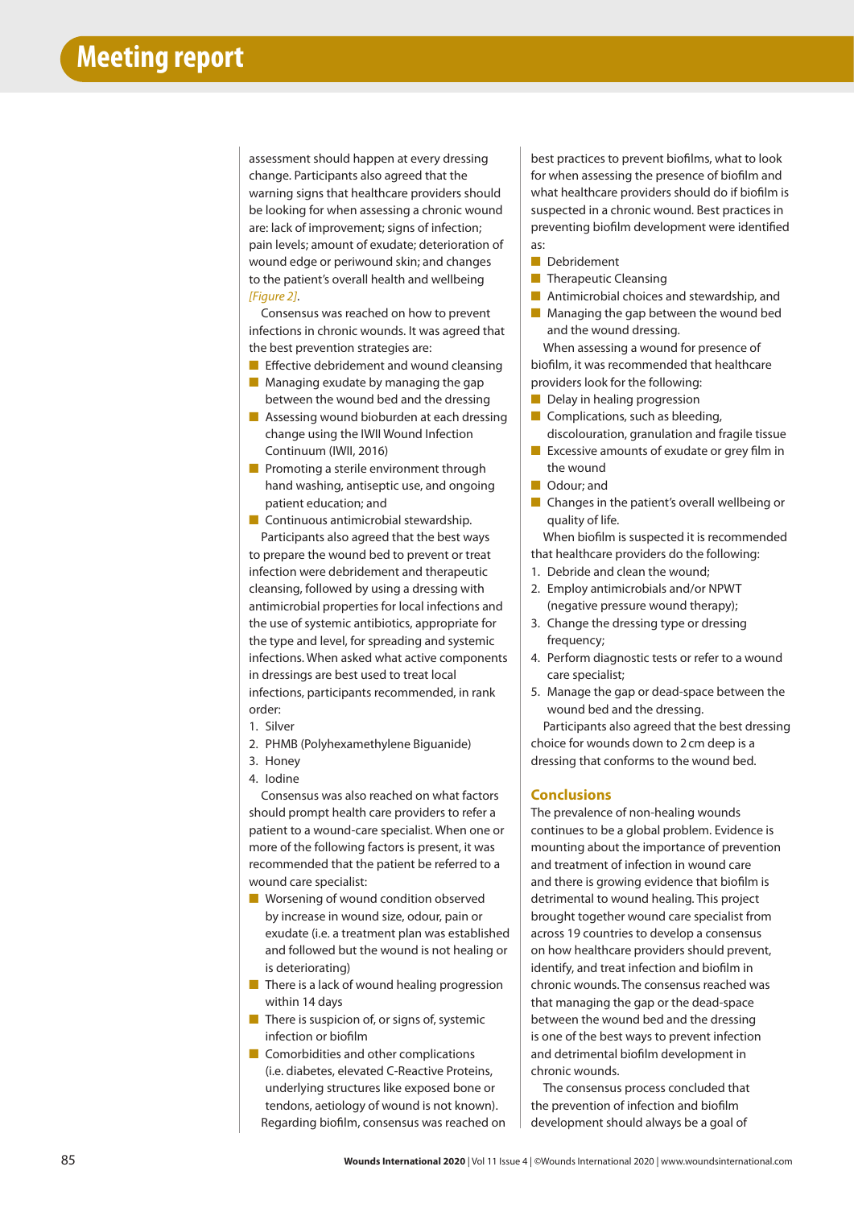assessment should happen at every dressing change. Participants also agreed that the warning signs that healthcare providers should be looking for when assessing a chronic wound are: lack of improvement; signs of infection; pain levels; amount of exudate; deterioration of wound edge or periwound skin; and changes to the patient's overall health and wellbeing *[Figure 2]*.

Consensus was reached on how to prevent infections in chronic wounds. It was agreed that the best prevention strategies are:

- Effective debridement and wound cleansing
- Managing exudate by managing the gap between the wound bed and the dressing
- Assessing wound bioburden at each dressing change using the IWII Wound Infection Continuum (IWII, 2016)
- Promoting a sterile environment through hand washing, antiseptic use, and ongoing patient education; and
- Continuous antimicrobial stewardship.

Participants also agreed that the best ways to prepare the wound bed to prevent or treat infection were debridement and therapeutic cleansing, followed by using a dressing with antimicrobial properties for local infections and the use of systemic antibiotics, appropriate for the type and level, for spreading and systemic infections. When asked what active components in dressings are best used to treat local infections, participants recommended, in rank order:

1. Silver
2. PHMB (Polyhexamethylene Biguanide)
3. Honey
4. Iodine

Consensus was also reached on what factors should prompt health care providers to refer a patient to a wound-care specialist. When one or more of the following factors is present, it was recommended that the patient be referred to a wound care specialist:

- Worsening of wound condition observed by increase in wound size, odour, pain or exudate (i.e. a treatment plan was established and followed but the wound is not healing or is deteriorating)
- There is a lack of wound healing progression within 14 days
- There is suspicion of, or signs of, systemic infection or biofilm
- Comorbidities and other complications (i.e. diabetes, elevated C-Reactive Proteins, underlying structures like exposed bone or tendons, aetiology of wound is not known).

Regarding biofilm, consensus was reached on best practices to prevent biofilms, what to look for when assessing the presence of biofilm and what healthcare providers should do if biofilm is suspected in a chronic wound. Best practices in preventing biofilm development were identified as:

- Debridement
- Therapeutic Cleansing
- Antimicrobial choices and stewardship, and
- Managing the gap between the wound bed and the wound dressing.

When assessing a wound for presence of biofilm, it was recommended that healthcare providers look for the following:

- Delay in healing progression
- Complications, such as bleeding, discolouration, granulation and fragile tissue
- Excessive amounts of exudate or grey film in the wound
- Odour; and
- Changes in the patient's overall wellbeing or quality of life.

When biofilm is suspected it is recommended that healthcare providers do the following:

1. Debride and clean the wound;
2. Employ antimicrobials and/or NPWT (negative pressure wound therapy);
3. Change the dressing type or dressing frequency;
4. Perform diagnostic tests or refer to a wound care specialist;
5. Manage the gap or dead-space between the wound bed and the dressing.

Participants also agreed that the best dressing choice for wounds down to 2 cm deep is a dressing that conforms to the wound bed.

## Conclusions

The prevalence of non-healing wounds continues to be a global problem. Evidence is mounting about the importance of prevention and treatment of infection in wound care and there is growing evidence that biofilm is detrimental to wound healing. This project brought together wound care specialist from across 19 countries to develop a consensus on how healthcare providers should prevent, identify, and treat infection and biofilm in chronic wounds. The consensus reached was that managing the gap or the dead-space between the wound bed and the dressing is one of the best ways to prevent infection and detrimental biofilm development in chronic wounds.

The consensus process concluded that the prevention of infection and biofilm development should always be a goal of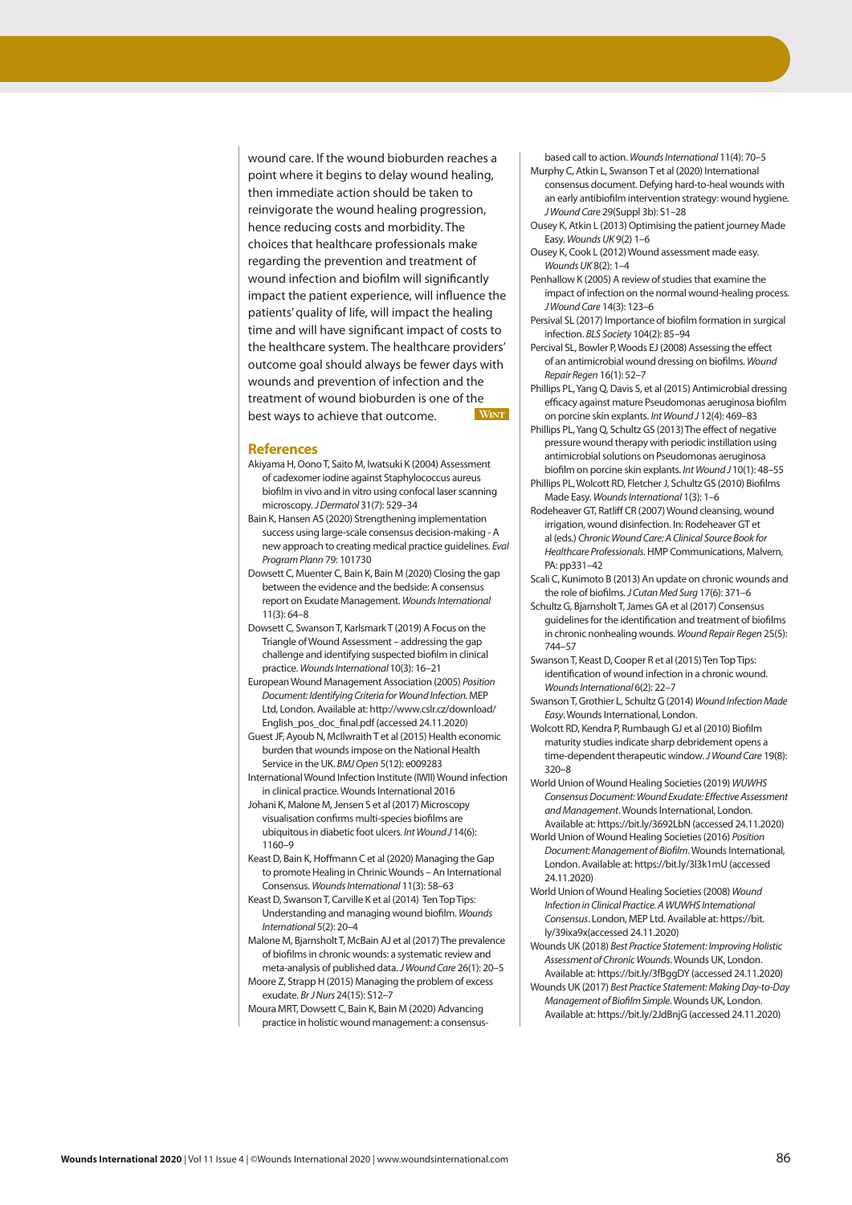wound care. If the wound bioburden reaches a point where it begins to delay wound healing, then immediate action should be taken to reinvigorate the wound healing progression, hence reducing costs and morbidity. The choices that healthcare professionals make regarding the prevention and treatment of wound infection and biofilm will significantly impact the patient experience, will influence the patients' quality of life, will impact the healing time and will have significant impact of costs to the healthcare system. The healthcare providers' outcome goal should always be fewer days with wounds and prevention of infection and the treatment of wound bioburden is one of the best ways to achieve that outcome.

## References

Akiyama H, Oono T, Saito M, Iwatsuki K (2004) Assessment of cadexomer iodine against Staphylococcus aureus biofilm in vivo and in vitro using confocal laser scanning microscopy. *J Dermatol* 31(7): 529–34

Bain K, Hansen AS (2020) Strengthening implementation success using large-scale consensus decision-making - A new approach to creating medical practice guidelines. *Eval Program Plann* 79: 101730

Dowsett C, Muenter C, Bain K, Bain M (2020) Closing the gap between the evidence and the bedside: A consensus report on Exudate Management. *Wounds International* 11(3): 64–8

Dowsett C, Swanson T, Karlsmark T (2019) A Focus on the Triangle of Wound Assessment – addressing the gap challenge and identifying suspected biofilm in clinical practice. *Wounds International* 10(3): 16–21

European Wound Management Association (2005) *Position Document: Identifying Criteria for Wound Infection.* MEP Ltd, London. Available at: http://www.cslr.cz/download/English_pos_doc_final.pdf (accessed 24.11.2020)

Guest JF, Ayoub N, McIlwraith T et al (2015) Health economic burden that wounds impose on the National Health Service in the UK. *BMJ Open* 5(12): e009283

International Wound Infection Institute (IWII) Wound infection in clinical practice. Wounds International 2016

Johani K, Malone M, Jensen S et al (2017) Microscopy visualisation confirms multi-species biofilms are ubiquitous in diabetic foot ulcers. *Int Wound J* 14(6): 1160–9

Keast D, Bain K, Hoffmann C et al (2020) Managing the Gap to promote Healing in Chrinic Wounds – An International Consensus. *Wounds International* 11(3): 58–63

Keast D, Swanson T, Carville K et al (2014) Ten Top Tips: Understanding and managing wound biofilm. *Wounds International* 5(2): 20–4

Malone M, Bjarnsholt T, McBain AJ et al (2017) The prevalence of biofilms in chronic wounds: a systematic review and meta-analysis of published data. *J Wound Care* 26(1): 20–5

Moore Z, Strapp H (2015) Managing the problem of excess exudate. *Br J Nurs* 24(15): S12–7

Moura MRT, Dowsett C, Bain K, Bain M (2020) Advancing practice in holistic wound management: a consensus-based call to action. *Wounds International* 11(4): 70–5

Murphy C, Atkin L, Swanson T et al (2020) International consensus document. Defying hard-to-heal wounds with an early antibiofilm intervention strategy: wound hygiene. *J Wound Care* 29(Suppl 3b): S1–28

Ousey K, Atkin L (2013) Optimising the patient journey Made Easy. *Wounds UK* 9(2) 1–6

Ousey K, Cook L (2012) Wound assessment made easy. *Wounds UK* 8(2): 1–4

Penhallow K (2005) A review of studies that examine the impact of infection on the normal wound-healing process. *J Wound Care* 14(3): 123–6

Persival SL (2017) Importance of biofilm formation in surgical infection. *BLS Society* 104(2): 85–94

Percival SL, Bowler P, Woods EJ (2008) Assessing the effect of an antimicrobial wound dressing on biofilms. *Wound Repair Regen* 16(1): 52–7

Phillips PL, Yang Q, Davis S, et al (2015) Antimicrobial dressing efficacy against mature Pseudomonas aeruginosa biofilm on porcine skin explants. *Int Wound J* 12(4): 469–83

Phillips PL, Yang Q, Schultz GS (2013) The effect of negative pressure wound therapy with periodic instillation using antimicrobial solutions on Pseudomonas aeruginosa biofilm on porcine skin explants. *Int Wound J* 10(1): 48–55

Phillips PL, Wolcott RD, Fletcher J, Schultz GS (2010) Biofilms Made Easy. *Wounds International* 1(3): 1–6

Rodeheaver GT, Ratliff CR (2007) Wound cleansing, wound irrigation, wound disinfection. In: Rodeheaver GT et al (eds.) *Chronic Wound Care: A Clinical Source Book for Healthcare Professionals*. HMP Communications, Malvern, PA: pp331–42

Scali C, Kunimoto B (2013) An update on chronic wounds and the role of biofilms. *J Cutan Med Surg* 17(6): 371–6

Schultz G, Bjarnsholt T, James GA et al (2017) Consensus guidelines for the identification and treatment of biofilms in chronic nonhealing wounds. *Wound Repair Regen* 25(5): 744–57

Swanson T, Keast D, Cooper R et al (2015) Ten Top Tips: identification of wound infection in a chronic wound. *Wounds International* 6(2): 22–7

Swanson T, Grothier L, Schultz G (2014) *Wound Infection Made Easy*. Wounds International, London.

Wolcott RD, Kendra P, Rumbaugh GJ et al (2010) Biofilm maturity studies indicate sharp debridement opens a time-dependent therapeutic window. *J Wound Care* 19(8): 320–8

World Union of Wound Healing Societies (2019) *WUWHS Consensus Document: Wound Exudate: Effective Assessment and Management*. Wounds International, London. Available at: https://bit.ly/3692LbN (accessed 24.11.2020)

World Union of Wound Healing Societies (2016) *Position Document: Management of Biofilm*. Wounds International, London. Available at: https://bit.ly/3l3k1mU (accessed 24.11.2020)

World Union of Wound Healing Societies (2008) *Wound Infection in Clinical Practice. A WUWHS International Consensus*. London, MEP Ltd. Available at: https://bit.ly/39ixa9x(accessed 24.11.2020)

Wounds UK (2018) *Best Practice Statement: Improving Holistic Assessment of Chronic Wounds*. Wounds UK, London. Available at: https://bit.ly/3fBggDY (accessed 24.11.2020)

Wounds UK (2017) *Best Practice Statement: Making Day-to-Day Management of Biofilm Simple*. Wounds UK, London. Available at: https://bit.ly/2JdBnjG (accessed 24.11.2020)